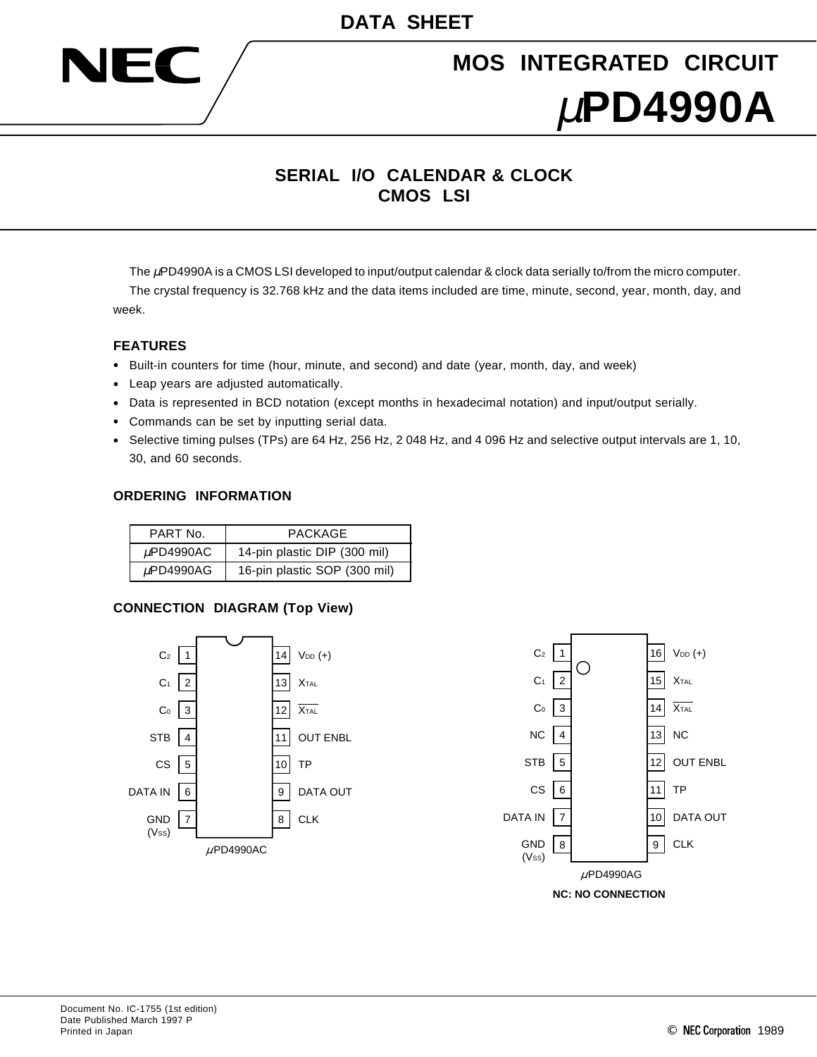DATA SHEET

NEC

MOS INTEGRATED CIRCUIT

# μPD4990A

## SERIAL I/O CALENDAR & CLOCK CMOS LSI

The μPD4990A is a CMOS LSI developed to input/output calendar & clock data serially to/from the micro computer.

The crystal frequency is 32.768 kHz and the data items included are time, minute, second, year, month, day, and week.

### FEATURES

- Built-in counters for time (hour, minute, and second) and date (year, month, day, and week)
- Leap years are adjusted automatically.
- Data is represented in BCD notation (except months in hexadecimal notation) and input/output serially.
- Commands can be set by inputting serial data.
- Selective timing pulses (TPs) are 64 Hz, 256 Hz, 2 048 Hz, and 4 096 Hz and selective output intervals are 1, 10, 30, and 60 seconds.

### ORDERING INFORMATION

| PART No. | PACKAGE |
|---|---|
| μPD4990AC | 14-pin plastic DIP (300 mil) |
| μPD4990AG | 16-pin plastic SOP (300 mil) |

### CONNECTION DIAGRAM (Top View)

**μPD4990AC**

| Pin | Name | Pin | Name |
|---|---|---|---|
| 1 | $C_2$ | 14 | $V_{DD}$ (+) |
| 2 | $C_1$ | 13 | XTAL |
| 3 | $C_0$ | 12 | $\overline{\text{XTAL}}$ |
| 4 | STB | 11 | OUT ENBL |
| 5 | CS | 10 | TP |
| 6 | DATA IN | 9 | DATA OUT |
| 7 | GND ($V_{SS}$) | 8 | CLK |

**μPD4990AG**

| Pin | Name | Pin | Name |
|---|---|---|---|
| 1 | $C_2$ | 16 | $V_{DD}$ (+) |
| 2 | $C_1$ | 15 | XTAL |
| 3 | $C_0$ | 14 | $\overline{\text{XTAL}}$ |
| 4 | NC | 13 | NC |
| 5 | STB | 12 | OUT ENBL |
| 6 | CS | 11 | TP |
| 7 | DATA IN | 10 | DATA OUT |
| 8 | GND ($V_{SS}$) | 9 | CLK |

**NC: NO CONNECTION**

Document No. IC-1755 (1st edition)
Date Published March 1997 P
Printed in Japan

© NEC Corporation 1989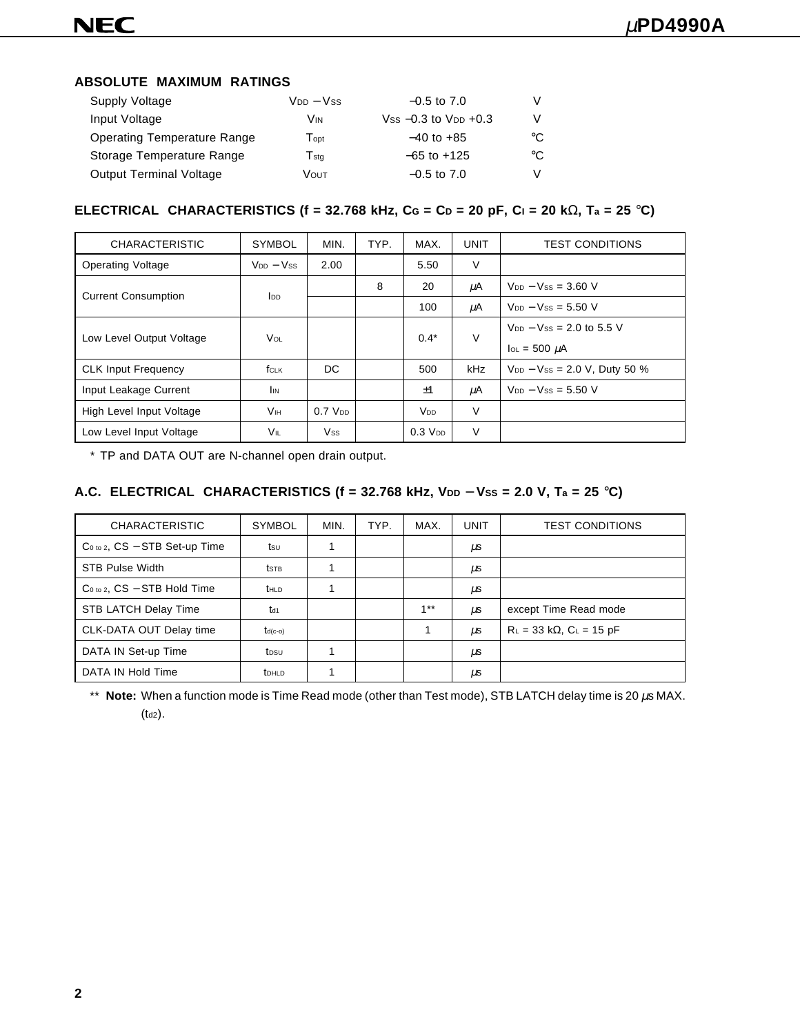## ABSOLUTE MAXIMUM RATINGS

| | | | |
|---|---|---|---|
| Supply Voltage | $V_{DD} - V_{SS}$ | –0.5 to 7.0 | V |
| Input Voltage | $V_{IN}$ | $V_{SS}$ –0.3 to $V_{DD}$ +0.3 | V |
| Operating Temperature Range | $T_{opt}$ | –40 to +85 | °C |
| Storage Temperature Range | $T_{stg}$ | –65 to +125 | °C |
| Output Terminal Voltage | $V_{OUT}$ | –0.5 to 7.0 | V |

## ELECTRICAL CHARACTERISTICS (f = 32.768 kHz, $C_G = C_D$ = 20 pF, $C_I$ = 20 kΩ, $T_a$ = 25 °C)

| CHARACTERISTIC | SYMBOL | MIN. | TYP. | MAX. | UNIT | TEST CONDITIONS |
|---|---|---|---|---|---|---|
| Operating Voltage | $V_{DD} - V_{SS}$ | 2.00 | | 5.50 | V | |
| Current Consumption | $I_{DD}$ | | 8 | 20 | μA | $V_{DD} - V_{SS}$ = 3.60 V |
| | | | | 100 | μA | $V_{DD} - V_{SS}$ = 5.50 V |
| Low Level Output Voltage | $V_{OL}$ | | | 0.4* | V | $V_{DD} - V_{SS}$ = 2.0 to 5.5 V, $I_{OL}$ = 500 μA |
| CLK Input Frequency | $f_{CLK}$ | DC | | 500 | kHz | $V_{DD} - V_{SS}$ = 2.0 V, Duty 50 % |
| Input Leakage Current | $I_{IN}$ | | | ±1 | μA | $V_{DD} - V_{SS}$ = 5.50 V |
| High Level Input Voltage | $V_{IH}$ | 0.7 $V_{DD}$ | | $V_{DD}$ | V | |
| Low Level Input Voltage | $V_{IL}$ | $V_{SS}$ | | 0.3 $V_{DD}$ | V | |

\* TP and DATA OUT are N-channel open drain output.

## A.C. ELECTRICAL CHARACTERISTICS (f = 32.768 kHz, $V_{DD} - V_{SS}$ = 2.0 V, $T_a$ = 25 °C)

| CHARACTERISTIC | SYMBOL | MIN. | TYP. | MAX. | UNIT | TEST CONDITIONS |
|---|---|---|---|---|---|---|
| $C_{0 \text{ to } 2}$, CS – STB Set-up Time | $t_{SU}$ | 1 | | | μs | |
| STB Pulse Width | $t_{STB}$ | 1 | | | μs | |
| $C_{0 \text{ to } 2}$, CS – STB Hold Time | $t_{HLD}$ | 1 | | | μs | |
| STB LATCH Delay Time | $t_{d1}$ | | | 1** | μs | except Time Read mode |
| CLK-DATA OUT Delay time | $t_{d(c\text{-}o)}$ | | | 1 | μs | $R_L$ = 33 kΩ, $C_L$ = 15 pF |
| DATA IN Set-up Time | $t_{DSU}$ | 1 | | | μs | |
| DATA IN Hold Time | $t_{DHLD}$ | 1 | | | μs | |

\*\* **Note:** When a function mode is Time Read mode (other than Test mode), STB LATCH delay time is 20 μs MAX. ($t_{d2}$).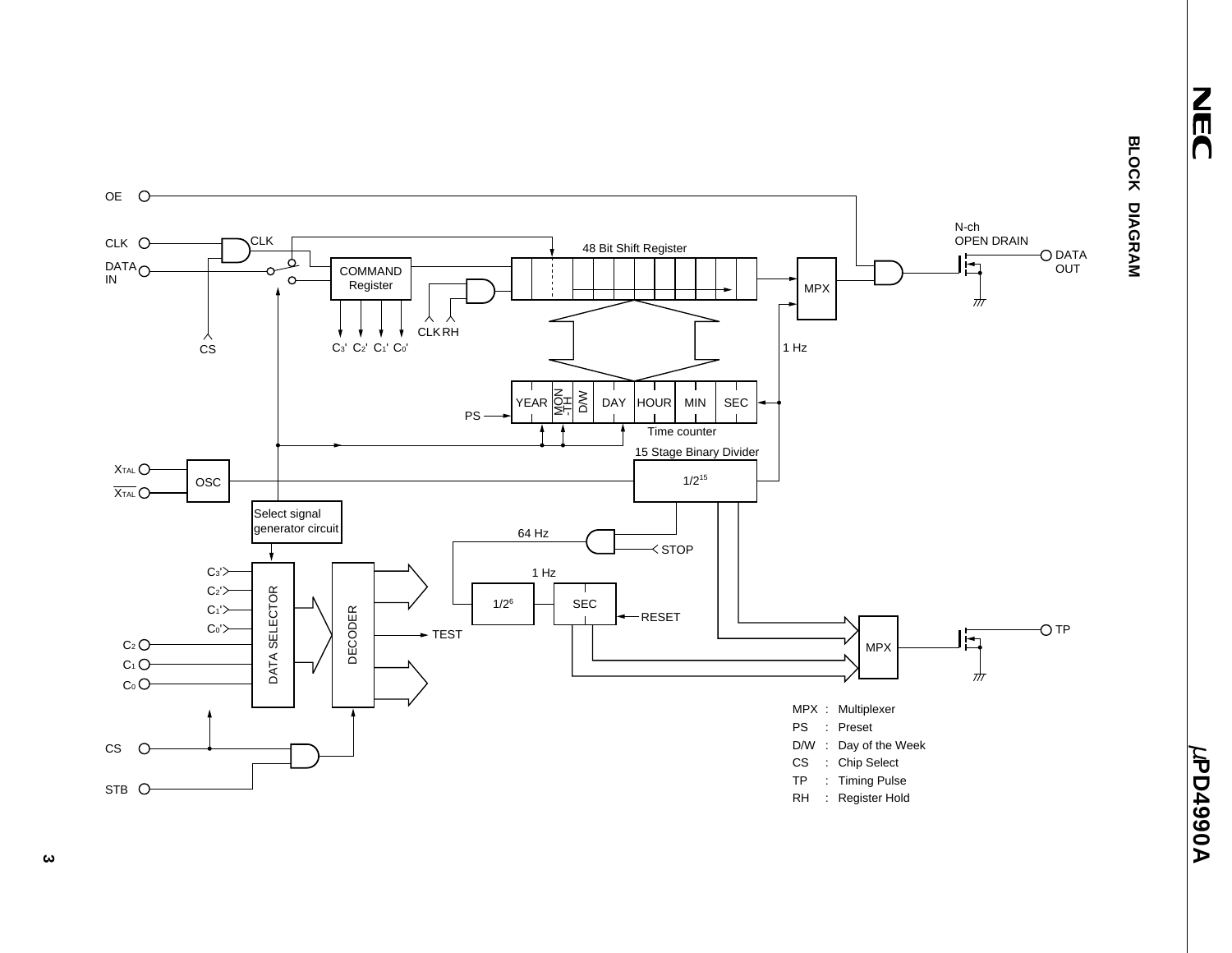## BLOCK DIAGRAM

MPX : Multiplexer

PS : Preset

D/W : Day of the Week

CS : Chip Select

TP : Timing Pulse

RH : Register Hold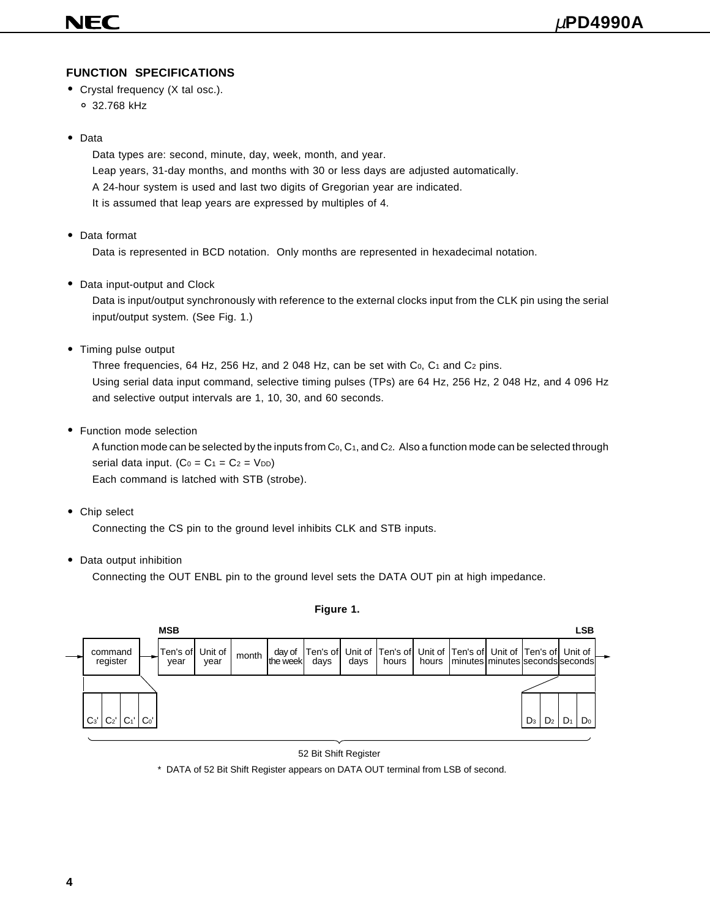### FUNCTION SPECIFICATIONS

- Crystal frequency (X tal osc.).
  - 32.768 kHz

- Data

  Data types are: second, minute, day, week, month, and year.

  Leap years, 31-day months, and months with 30 or less days are adjusted automatically.

  A 24-hour system is used and last two digits of Gregorian year are indicated.

  It is assumed that leap years are expressed by multiples of 4.

- Data format

  Data is represented in BCD notation. Only months are represented in hexadecimal notation.

- Data input-output and Clock

  Data is input/output synchronously with reference to the external clocks input from the CLK pin using the serial input/output system. (See Fig. 1.)

- Timing pulse output

  Three frequencies, 64 Hz, 256 Hz, and 2 048 Hz, can be set with $C_0$, $C_1$ and $C_2$ pins.

  Using serial data input command, selective timing pulses (TPs) are 64 Hz, 256 Hz, 2 048 Hz, and 4 096 Hz and selective output intervals are 1, 10, 30, and 60 seconds.

- Function mode selection

  A function mode can be selected by the inputs from $C_0$, $C_1$, and $C_2$. Also a function mode can be selected through serial data input. ($C_0 = C_1 = C_2 = V_{DD}$)

  Each command is latched with STB (strobe).

- Chip select

  Connecting the CS pin to the ground level inhibits CLK and STB inputs.

- Data output inhibition

  Connecting the OUT ENBL pin to the ground level sets the DATA OUT pin at high impedance.

**Figure 1.**

| command register | Ten's of year (MSB) | Unit of year | month | day of the week | Ten's of days | Unit of days | Ten's of hours | Unit of hours | Ten's of minutes | Unit of minutes | Ten's of seconds | Unit of seconds (LSB) |
|---|---|---|---|---|---|---|---|---|---|---|---|---|
| $C_3'$ $C_2'$ $C_1'$ $C_0'$ | | | | | | | | | | | | $D_3$ $D_2$ $D_1$ $D_0$ |

52 Bit Shift Register

\* DATA of 52 Bit Shift Register appears on DATA OUT terminal from LSB of second.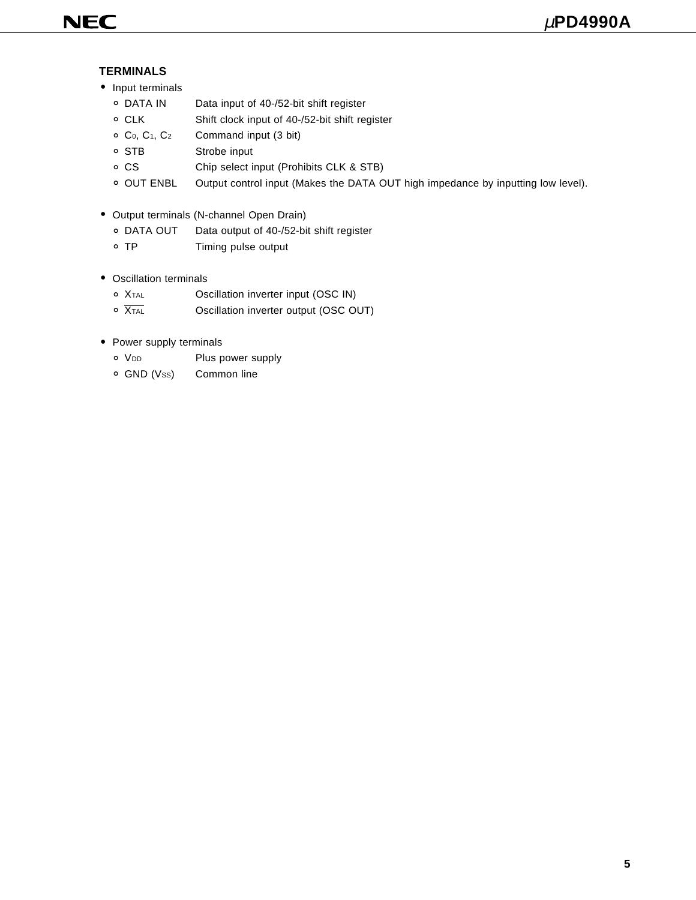## TERMINALS

- Input terminals
  - DATA IN — Data input of 40-/52-bit shift register
  - CLK — Shift clock input of 40-/52-bit shift register
  - $C_0$, $C_1$, $C_2$ — Command input (3 bit)
  - STB — Strobe input
  - CS — Chip select input (Prohibits CLK & STB)
  - OUT ENBL — Output control input (Makes the DATA OUT high impedance by inputting low level).

- Output terminals (N-channel Open Drain)
  - DATA OUT — Data output of 40-/52-bit shift register
  - TP — Timing pulse output

- Oscillation terminals
  - $X_{TAL}$ — Oscillation inverter input (OSC IN)
  - $\overline{X_{TAL}}$ — Oscillation inverter output (OSC OUT)

- Power supply terminals
  - $V_{DD}$ — Plus power supply
  - GND ($V_{SS}$) — Common line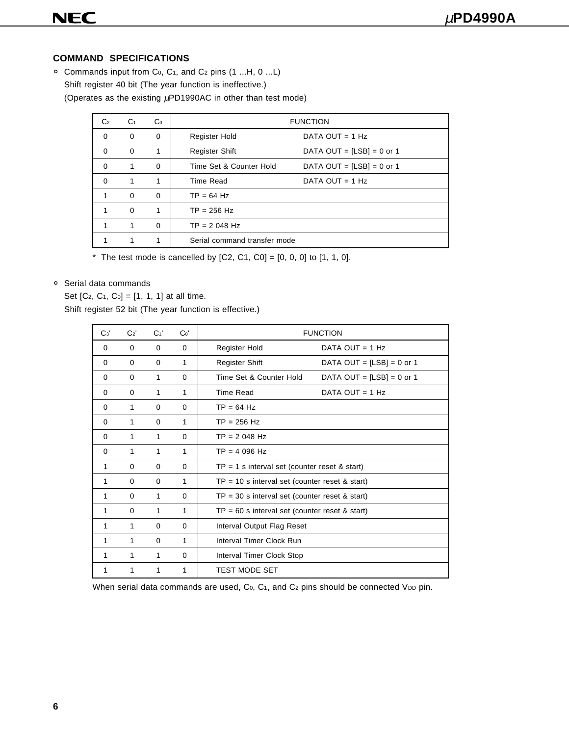## COMMAND SPECIFICATIONS

- Commands input from $C_0$, $C_1$, and $C_2$ pins (1 ...H, 0 ...L)
  Shift register 40 bit (The year function is ineffective.)
  (Operates as the existing µPD1990AC in other than test mode)

| $C_2$ | $C_1$ | $C_0$ | FUNCTION | |
|---|---|---|---|---|
| 0 | 0 | 0 | Register Hold | DATA OUT = 1 Hz |
| 0 | 0 | 1 | Register Shift | DATA OUT = [LSB] = 0 or 1 |
| 0 | 1 | 0 | Time Set & Counter Hold | DATA OUT = [LSB] = 0 or 1 |
| 0 | 1 | 1 | Time Read | DATA OUT = 1 Hz |
| 1 | 0 | 0 | TP = 64 Hz | |
| 1 | 0 | 1 | TP = 256 Hz | |
| 1 | 1 | 0 | TP = 2 048 Hz | |
| 1 | 1 | 1 | Serial command transfer mode | |

\* The test mode is cancelled by [C2, C1, C0] = [0, 0, 0] to [1, 1, 0].

- Serial data commands
  Set [$C_2$, $C_1$, $C_0$] = [1, 1, 1] at all time.
  Shift register 52 bit (The year function is effective.)

| $C_3'$ | $C_2'$ | $C_1'$ | $C_0'$ | FUNCTION | |
|---|---|---|---|---|---|
| 0 | 0 | 0 | 0 | Register Hold | DATA OUT = 1 Hz |
| 0 | 0 | 0 | 1 | Register Shift | DATA OUT = [LSB] = 0 or 1 |
| 0 | 0 | 1 | 0 | Time Set & Counter Hold | DATA OUT = [LSB] = 0 or 1 |
| 0 | 0 | 1 | 1 | Time Read | DATA OUT = 1 Hz |
| 0 | 1 | 0 | 0 | TP = 64 Hz | |
| 0 | 1 | 0 | 1 | TP = 256 Hz | |
| 0 | 1 | 1 | 0 | TP = 2 048 Hz | |
| 0 | 1 | 1 | 1 | TP = 4 096 Hz | |
| 1 | 0 | 0 | 0 | TP = 1 s interval set (counter reset & start) | |
| 1 | 0 | 0 | 1 | TP = 10 s interval set (counter reset & start) | |
| 1 | 0 | 1 | 0 | TP = 30 s interval set (counter reset & start) | |
| 1 | 0 | 1 | 1 | TP = 60 s interval set (counter reset & start) | |
| 1 | 1 | 0 | 0 | Interval Output Flag Reset | |
| 1 | 1 | 0 | 1 | Interval Timer Clock Run | |
| 1 | 1 | 1 | 0 | Interval Timer Clock Stop | |
| 1 | 1 | 1 | 1 | TEST MODE SET | |

When serial data commands are used, $C_0$, $C_1$, and $C_2$ pins should be connected $V_{DD}$ pin.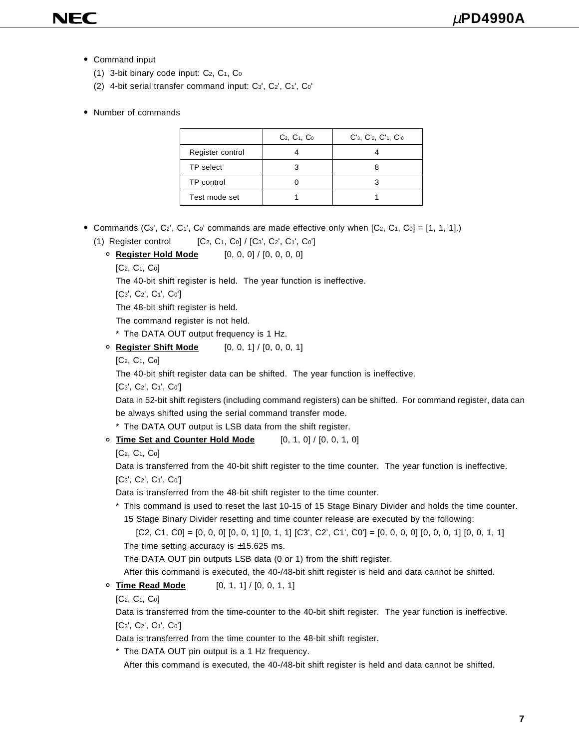- Command input
  (1) 3-bit binary code input: $C_2$, $C_1$, $C_0$
  (2) 4-bit serial transfer command input: $C_3'$, $C_2'$, $C_1'$, $C_0'$

- Number of commands

| | $C_2$, $C_1$, $C_0$ | $C'_3$, $C'_2$, $C'_1$, $C'_0$ |
|---|---|---|
| Register control | 4 | 4 |
| TP select | 3 | 8 |
| TP control | 0 | 3 |
| Test mode set | 1 | 1 |

- Commands ($C_3'$, $C_2'$, $C_1'$, $C_0'$ commands are made effective only when [$C_2$, $C_1$, $C_0$] = [1, 1, 1].)
  (1) Register control [$C_2$, $C_1$, $C_0$] / [$C_3'$, $C_2'$, $C_1'$, $C_0'$]
  - **Register Hold Mode** [0, 0, 0] / [0, 0, 0, 0]
    [$C_2$, $C_1$, $C_0$]
    The 40-bit shift register is held. The year function is ineffective.
    [$C_3'$, $C_2'$, $C_1'$, $C_0'$]
    The 48-bit shift register is held.
    The command register is not held.
    \* The DATA OUT output frequency is 1 Hz.
  - **Register Shift Mode** [0, 0, 1] / [0, 0, 0, 1]
    [$C_2$, $C_1$, $C_0$]
    The 40-bit shift register data can be shifted. The year function is ineffective.
    [$C_3'$, $C_2'$, $C_1'$, $C_0'$]
    Data in 52-bit shift registers (including command registers) can be shifted. For command register, data can be always shifted using the serial command transfer mode.
    \* The DATA OUT output is LSB data from the shift register.
  - **Time Set and Counter Hold Mode** [0, 1, 0] / [0, 0, 1, 0]
    [$C_2$, $C_1$, $C_0$]
    Data is transferred from the 40-bit shift register to the time counter. The year function is ineffective.
    [$C_3'$, $C_2'$, $C_1'$, $C_0'$]
    Data is transferred from the 48-bit shift register to the time counter.
    \* This command is used to reset the last 10-15 of 15 Stage Binary Divider and holds the time counter.
    15 Stage Binary Divider resetting and time counter release are executed by the following:
    [C2, C1, C0] = [0, 0, 0] [0, 0, 1] [0, 1, 1] [C3', C2', C1', C0'] = [0, 0, 0, 0] [0, 0, 0, 1] [0, 0, 1, 1]
    The time setting accuracy is ±15.625 ms.
    The DATA OUT pin outputs LSB data (0 or 1) from the shift register.
    After this command is executed, the 40-/48-bit shift register is held and data cannot be shifted.
  - **Time Read Mode** [0, 1, 1] / [0, 0, 1, 1]
    [$C_2$, $C_1$, $C_0$]
    Data is transferred from the time-counter to the 40-bit shift register. The year function is ineffective.
    [$C_3'$, $C_2'$, $C_1'$, $C_0'$]
    Data is transferred from the time counter to the 48-bit shift register.
    \* The DATA OUT pin output is a 1 Hz frequency.
    After this command is executed, the 40-/48-bit shift register is held and data cannot be shifted.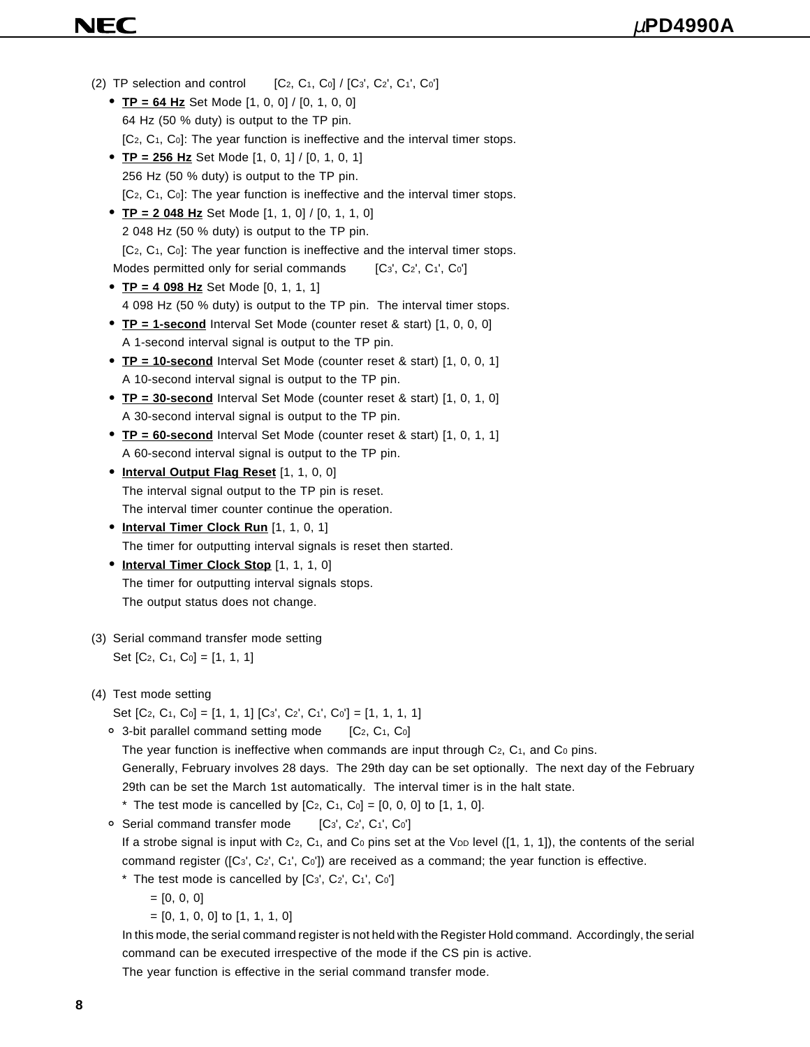(2) TP selection and control [$C_2$, $C_1$, $C_0$] / [$C_3'$, $C_2'$, $C_1'$, $C_0'$]

- **TP = 64 Hz** Set Mode [1, 0, 0] / [0, 1, 0, 0]
  64 Hz (50 % duty) is output to the TP pin.
  [$C_2$, $C_1$, $C_0$]: The year function is ineffective and the interval timer stops.
- **TP = 256 Hz** Set Mode [1, 0, 1] / [0, 1, 0, 1]
  256 Hz (50 % duty) is output to the TP pin.
  [$C_2$, $C_1$, $C_0$]: The year function is ineffective and the interval timer stops.
- **TP = 2 048 Hz** Set Mode [1, 1, 0] / [0, 1, 1, 0]
  2 048 Hz (50 % duty) is output to the TP pin.
  [$C_2$, $C_1$, $C_0$]: The year function is ineffective and the interval timer stops.

Modes permitted only for serial commands [$C_3'$, $C_2'$, $C_1'$, $C_0'$]

- **TP = 4 098 Hz** Set Mode [0, 1, 1, 1]
  4 098 Hz (50 % duty) is output to the TP pin. The interval timer stops.
- **TP = 1-second** Interval Set Mode (counter reset & start) [1, 0, 0, 0]
  A 1-second interval signal is output to the TP pin.
- **TP = 10-second** Interval Set Mode (counter reset & start) [1, 0, 0, 1]
  A 10-second interval signal is output to the TP pin.
- **TP = 30-second** Interval Set Mode (counter reset & start) [1, 0, 1, 0]
  A 30-second interval signal is output to the TP pin.
- **TP = 60-second** Interval Set Mode (counter reset & start) [1, 0, 1, 1]
  A 60-second interval signal is output to the TP pin.
- **Interval Output Flag Reset** [1, 1, 0, 0]
  The interval signal output to the TP pin is reset.
  The interval timer counter continue the operation.
- **Interval Timer Clock Run** [1, 1, 0, 1]
  The timer for outputting interval signals is reset then started.
- **Interval Timer Clock Stop** [1, 1, 1, 0]
  The timer for outputting interval signals stops.
  The output status does not change.

(3) Serial command transfer mode setting
Set [$C_2$, $C_1$, $C_0$] = [1, 1, 1]

(4) Test mode setting
Set [$C_2$, $C_1$, $C_0$] = [1, 1, 1] [$C_3'$, $C_2'$, $C_1'$, $C_0'$] = [1, 1, 1, 1]

- 3-bit parallel command setting mode [$C_2$, $C_1$, $C_0$]
  The year function is ineffective when commands are input through $C_2$, $C_1$, and $C_0$ pins.
  Generally, February involves 28 days. The 29th day can be set optionally. The next day of the February 29th can be set the March 1st automatically. The interval timer is in the halt state.
  \* The test mode is cancelled by [$C_2$, $C_1$, $C_0$] = [0, 0, 0] to [1, 1, 0].
- Serial command transfer mode [$C_3'$, $C_2'$, $C_1'$, $C_0'$]
  If a strobe signal is input with $C_2$, $C_1$, and $C_0$ pins set at the $V_{DD}$ level ([1, 1, 1]), the contents of the serial command register ([$C_3'$, $C_2'$, $C_1'$, $C_0'$]) are received as a command; the year function is effective.
  \* The test mode is cancelled by [$C_3'$, $C_2'$, $C_1'$, $C_0'$]
  = [0, 0, 0]
  = [0, 1, 0, 0] to [1, 1, 1, 0]
  In this mode, the serial command register is not held with the Register Hold command. Accordingly, the serial command can be executed irrespective of the mode if the CS pin is active.
  The year function is effective in the serial command transfer mode.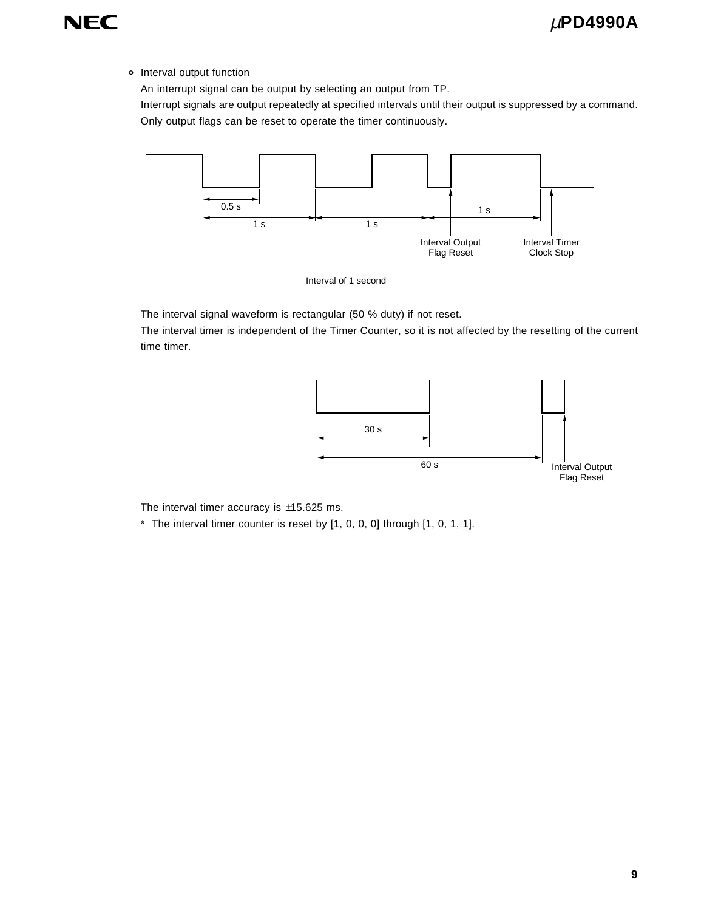- Interval output function

  An interrupt signal can be output by selecting an output from TP.

  Interrupt signals are output repeatedly at specified intervals until their output is suppressed by a command.

  Only output flags can be reset to operate the timer continuously.

0.5 s

1 s 1 s 1 s

Interval Output Flag Reset

Interval Timer Clock Stop

Interval of 1 second

The interval signal waveform is rectangular (50 % duty) if not reset.

The interval timer is independent of the Timer Counter, so it is not affected by the resetting of the current time timer.

30 s

60 s

Interval Output Flag Reset

The interval timer accuracy is ±15.625 ms.

\* The interval timer counter is reset by [1, 0, 0, 0] through [1, 0, 1, 1].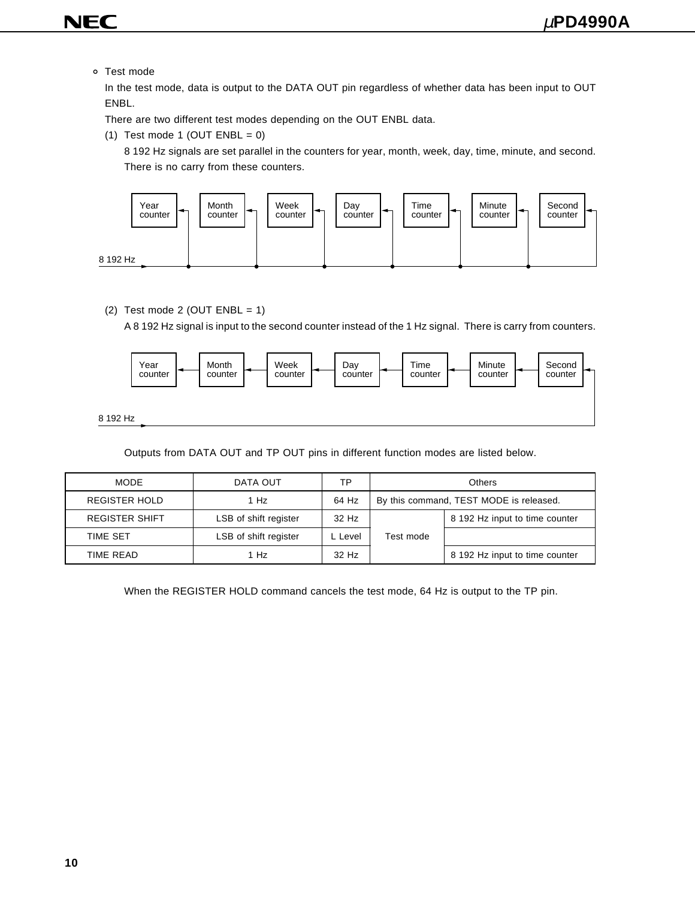- Test mode

  In the test mode, data is output to the DATA OUT pin regardless of whether data has been input to OUT ENBL.

  There are two different test modes depending on the OUT ENBL data.

  (1) Test mode 1 (OUT ENBL = 0)

  8 192 Hz signals are set parallel in the counters for year, month, week, day, time, minute, and second. There is no carry from these counters.

  Year counter | Month counter | Week counter | Day counter | Time counter | Minute counter | Second counter

  8 192 Hz

  (2) Test mode 2 (OUT ENBL = 1)

  A 8 192 Hz signal is input to the second counter instead of the 1 Hz signal. There is carry from counters.

  Year counter ← Month counter ← Week counter ← Day counter ← Time counter ← Minute counter ← Second counter

  8 192 Hz

  Outputs from DATA OUT and TP OUT pins in different function modes are listed below.

| MODE | DATA OUT | TP | Others | |
|---|---|---|---|---|
| REGISTER HOLD | 1 Hz | 64 Hz | By this command, TEST MODE is released. | |
| REGISTER SHIFT | LSB of shift register | 32 Hz | Test mode | 8 192 Hz input to time counter |
| TIME SET | LSB of shift register | L Level | | |
| TIME READ | 1 Hz | 32 Hz | | 8 192 Hz input to time counter |

  When the REGISTER HOLD command cancels the test mode, 64 Hz is output to the TP pin.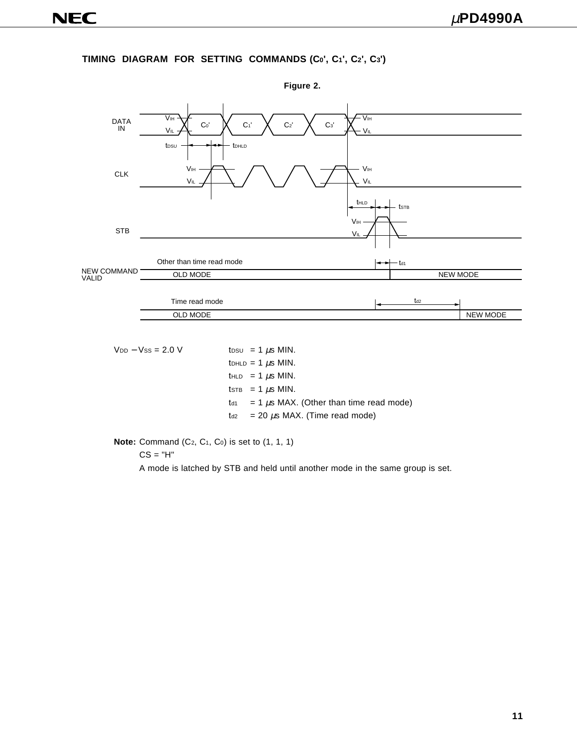### TIMING DIAGRAM FOR SETTING COMMANDS ($C_0'$, $C_1'$, $C_2'$, $C_3'$)

**Figure 2.**

$V_{DD} - V_{SS}$ = 2.0 V

$t_{DSU}$ = 1 μs MIN.
$t_{DHLD}$ = 1 μs MIN.
$t_{HLD}$ = 1 μs MIN.
$t_{STB}$ = 1 μs MIN.
$t_{d1}$ = 1 μs MAX. (Other than time read mode)
$t_{d2}$ = 20 μs MAX. (Time read mode)

**Note:** Command ($C_2$, $C_1$, $C_0$) is set to (1, 1, 1)
CS = "H"
A mode is latched by STB and held until another mode in the same group is set.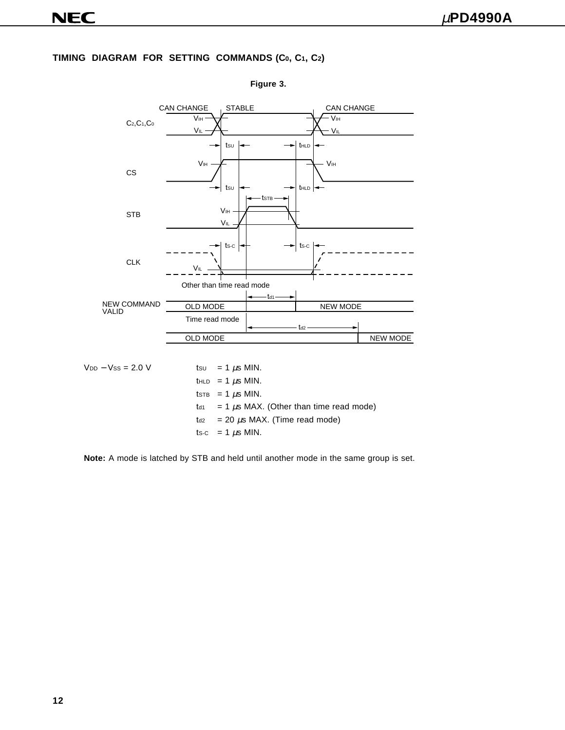### TIMING DIAGRAM FOR SETTING COMMANDS ($C_0$, $C_1$, $C_2$)

**Figure 3.**

$V_{DD} - V_{SS} = 2.0$ V

$t_{SU}$ = 1 μs MIN.

$t_{HLD}$ = 1 μs MIN.

$t_{STB}$ = 1 μs MIN.

$t_{d1}$ = 1 μs MAX. (Other than time read mode)

$t_{d2}$ = 20 μs MAX. (Time read mode)

$t_{S-C}$ = 1 μs MIN.

**Note:** A mode is latched by STB and held until another mode in the same group is set.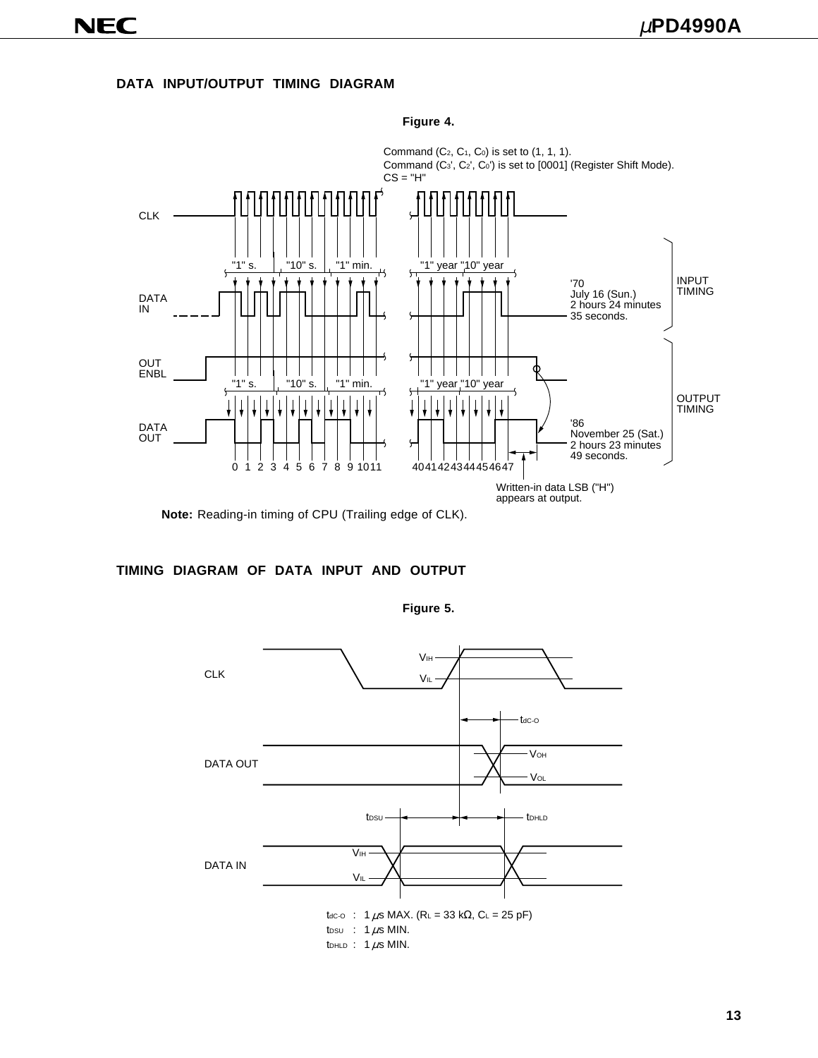## DATA INPUT/OUTPUT TIMING DIAGRAM

**Figure 4.**

Command ($C_2$, $C_1$, $C_0$) is set to (1, 1, 1).
Command ($C_3$', $C_2$', $C_0$') is set to [0001] (Register Shift Mode).
CS = "H"

CLK

DATA IN — "1" s. | "10" s. | "1" min. ... "1" year | "10" year — '70 July 16 (Sun.) 2 hours 24 minutes 35 seconds. — INPUT TIMING

OUT ENBL

DATA OUT — "1" s. | "10" s. | "1" min. ... "1" year | "10" year — '86 November 25 (Sat.) 2 hours 23 minutes 49 seconds. — OUTPUT TIMING

0 1 2 3 4 5 6 7 8 9 10 11 ... 40 41 42 43 44 45 46 47

Written-in data LSB ("H") appears at output.

**Note:** Reading-in timing of CPU (Trailing edge of CLK).

## TIMING DIAGRAM OF DATA INPUT AND OUTPUT

**Figure 5.**

CLK — $V_{IH}$, $V_{IL}$

DATA OUT — $t_{dC-O}$, $V_{OH}$, $V_{OL}$

DATA IN — $t_{DSU}$, $t_{DHLD}$, $V_{IH}$, $V_{IL}$

$t_{dC-O}$ : 1 $\mu$s MAX. ($R_L$ = 33 kΩ, $C_L$ = 25 pF)
$t_{DSU}$ : 1 $\mu$s MIN.
$t_{DHLD}$ : 1 $\mu$s MIN.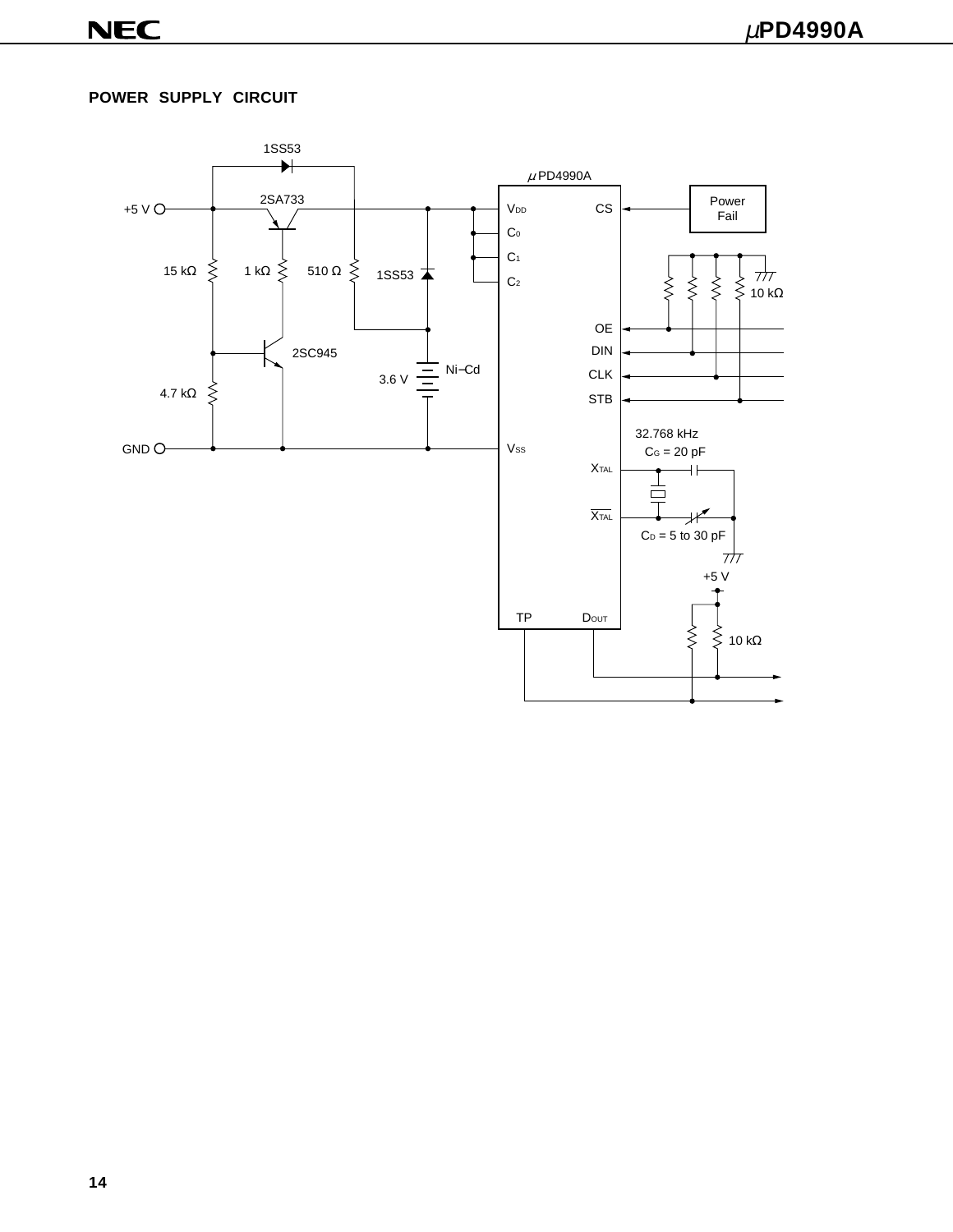## POWER SUPPLY CIRCUIT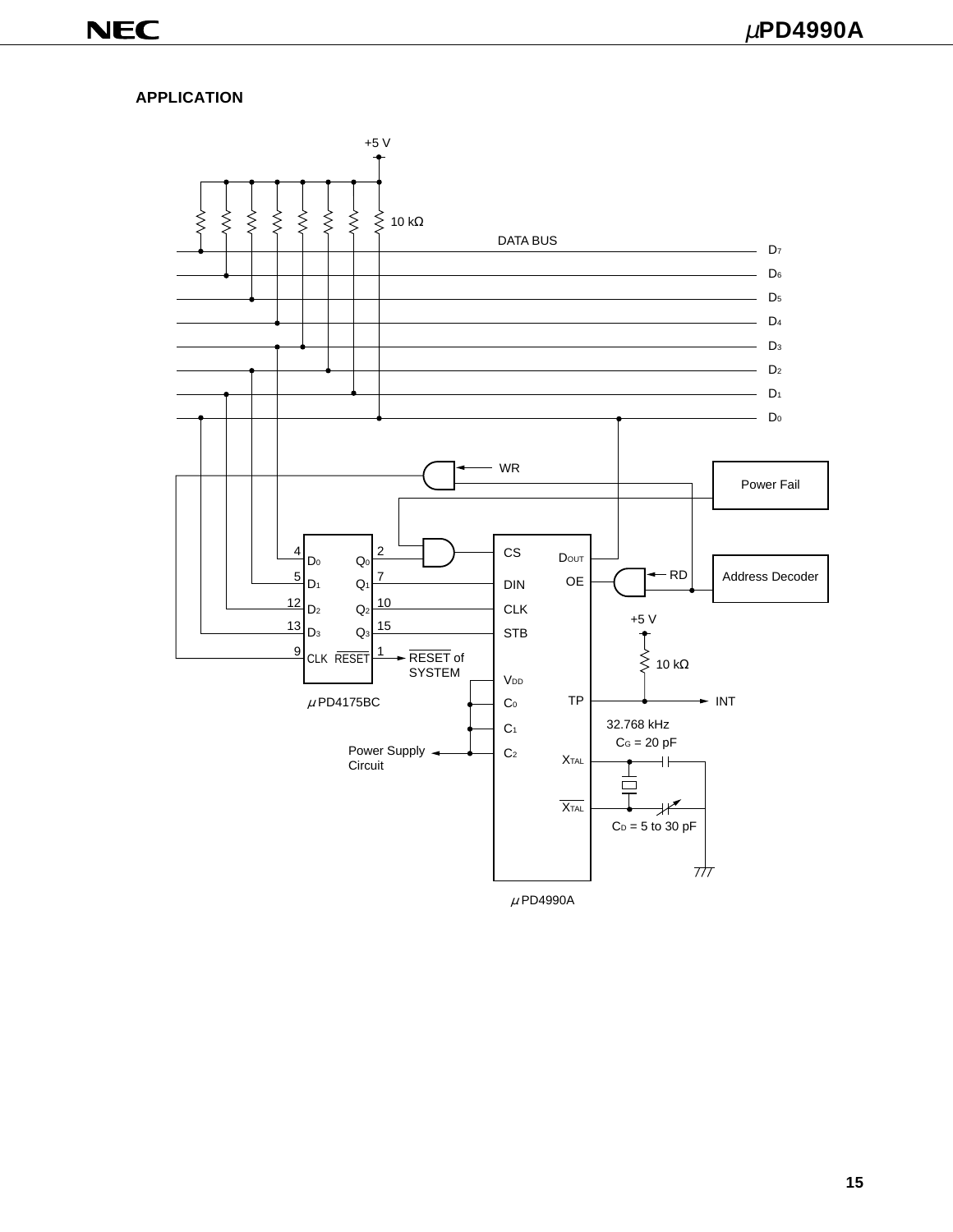## APPLICATION

+5 V

10 kΩ

DATA BUS

$D_7$
$D_6$
$D_5$
$D_4$
$D_3$
$D_2$
$D_1$
$D_0$

WR

Power Fail

Address Decoder

RD

| Pin | μPD4175BC | | Pin |
|---|---|---|---|
| 4 | $D_0$ | $Q_0$ | 2 |
| 5 | $D_1$ | $Q_1$ | 7 |
| 12 | $D_2$ | $Q_2$ | 10 |
| 13 | $D_3$ | $Q_3$ | 15 |
| 9 | CLK | $\overline{\text{RESET}}$ | 1 |

$\overline{\text{RESET}}$ of SYSTEM

μPD4175BC

CS, $D_{OUT}$, DIN, OE, CLK, STB, $V_{DD}$, $C_0$, $C_1$, $C_2$, TP, XTAL, $\overline{\text{XTAL}}$

+5 V

10 kΩ

INT

Power Supply Circuit

32.768 kHz

$C_G$ = 20 pF

$C_D$ = 5 to 30 pF

μPD4990A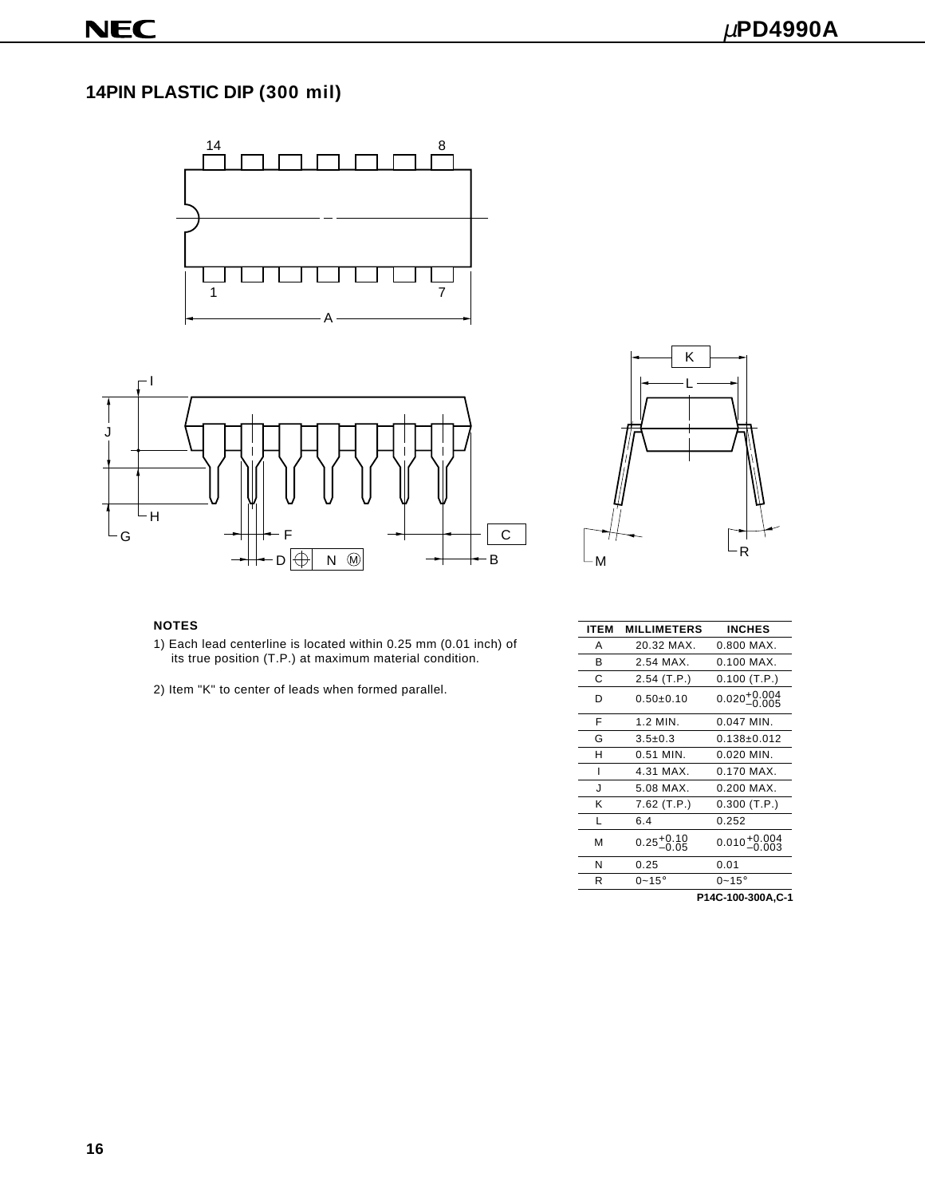## 14PIN PLASTIC DIP (300 mil)

**NOTES**

1) Each lead centerline is located within 0.25 mm (0.01 inch) of its true position (T.P.) at maximum material condition.

2) Item "K" to center of leads when formed parallel.

| ITEM | MILLIMETERS | INCHES |
|---|---|---|
| A | 20.32 MAX. | 0.800 MAX. |
| B | 2.54 MAX. | 0.100 MAX. |
| C | 2.54 (T.P.) | 0.100 (T.P.) |
| D | 0.50±0.10 | $0.020^{+0.004}_{-0.005}$ |
| F | 1.2 MIN. | 0.047 MIN. |
| G | 3.5±0.3 | 0.138±0.012 |
| H | 0.51 MIN. | 0.020 MIN. |
| I | 4.31 MAX. | 0.170 MAX. |
| J | 5.08 MAX. | 0.200 MAX. |
| K | 7.62 (T.P.) | 0.300 (T.P.) |
| L | 6.4 | 0.252 |
| M | $0.25^{+0.10}_{-0.05}$ | $0.010^{+0.004}_{-0.003}$ |
| N | 0.25 | 0.01 |
| R | 0~15° | 0~15° |

**P14C-100-300A,C-1**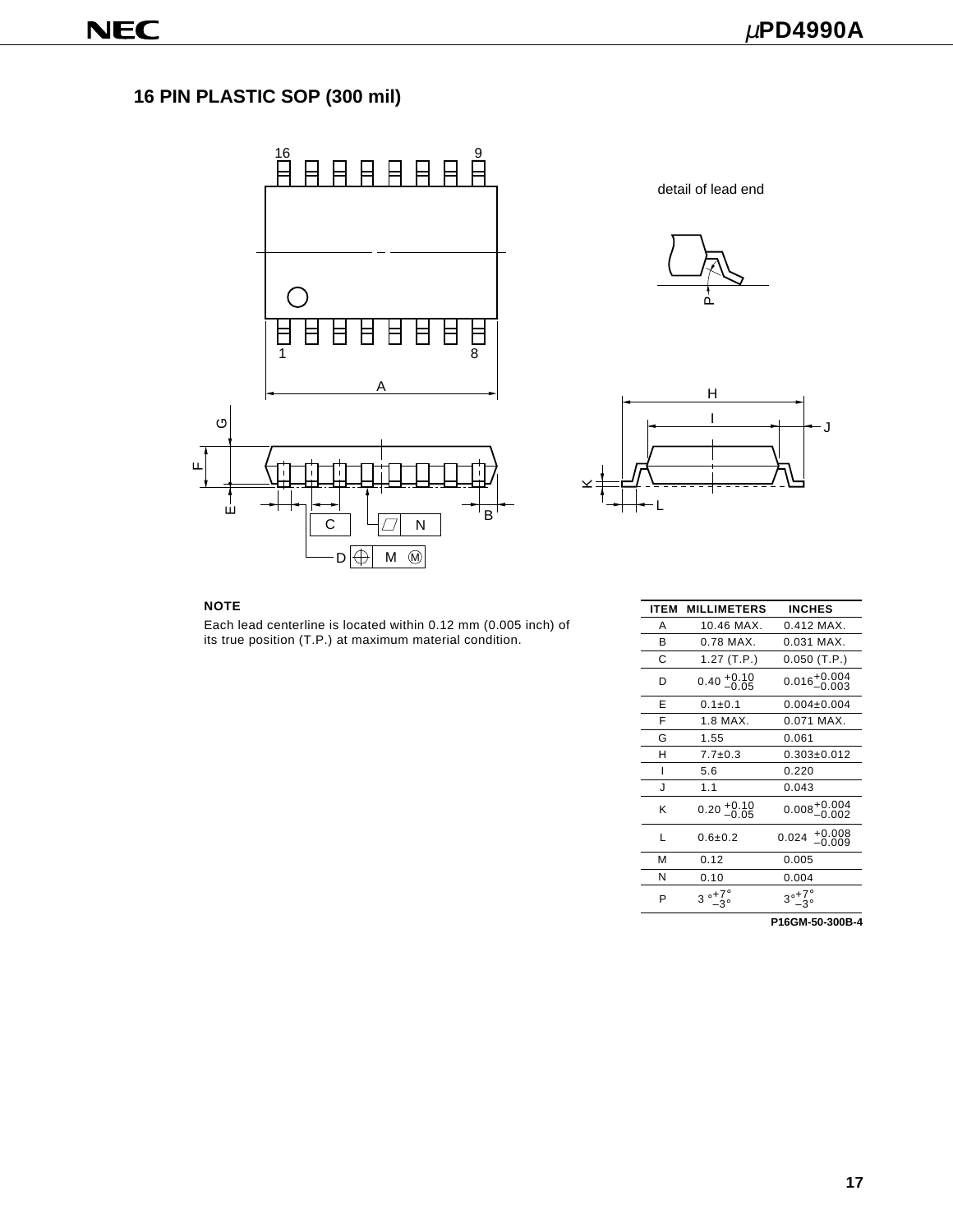## 16 PIN PLASTIC SOP (300 mil)

detail of lead end

**NOTE**

Each lead centerline is located within 0.12 mm (0.005 inch) of its true position (T.P.) at maximum material condition.

| ITEM | MILLIMETERS | INCHES |
|---|---|---|
| A | 10.46 MAX. | 0.412 MAX. |
| B | 0.78 MAX. | 0.031 MAX. |
| C | 1.27 (T.P.) | 0.050 (T.P.) |
| D | $0.40^{+0.10}_{-0.05}$ | $0.016^{+0.004}_{-0.003}$ |
| E | 0.1±0.1 | 0.004±0.004 |
| F | 1.8 MAX. | 0.071 MAX. |
| G | 1.55 | 0.061 |
| H | 7.7±0.3 | 0.303±0.012 |
| I | 5.6 | 0.220 |
| J | 1.1 | 0.043 |
| K | $0.20^{+0.10}_{-0.05}$ | $0.008^{+0.004}_{-0.002}$ |
| L | 0.6±0.2 | $0.024^{+0.008}_{-0.009}$ |
| M | 0.12 | 0.005 |
| N | 0.10 | 0.004 |
| P | $3°^{+7°}_{-3°}$ | $3°^{+7°}_{-3°}$ |

**P16GM-50-300B-4**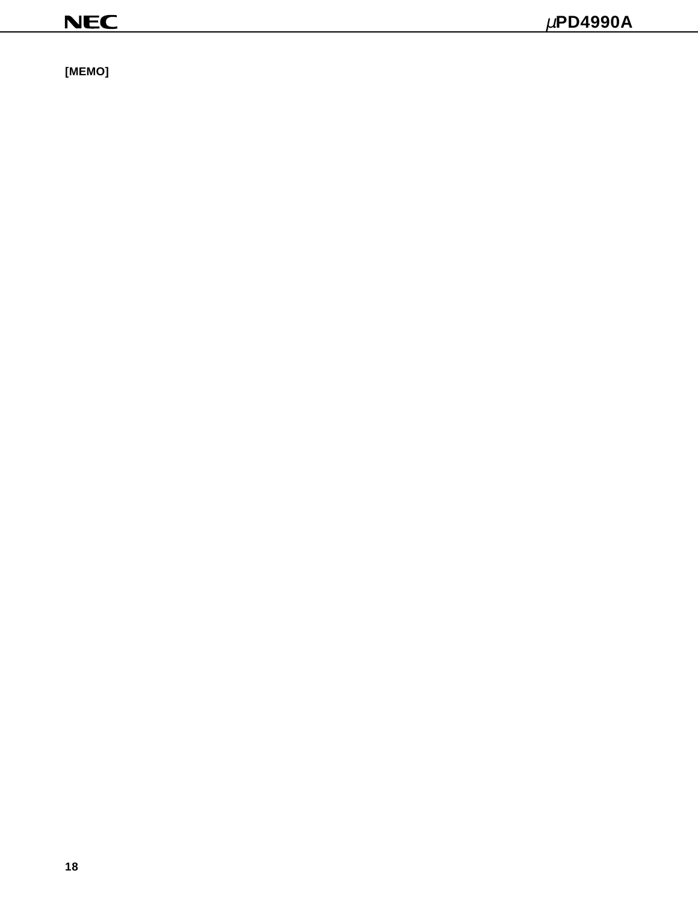[MEMO]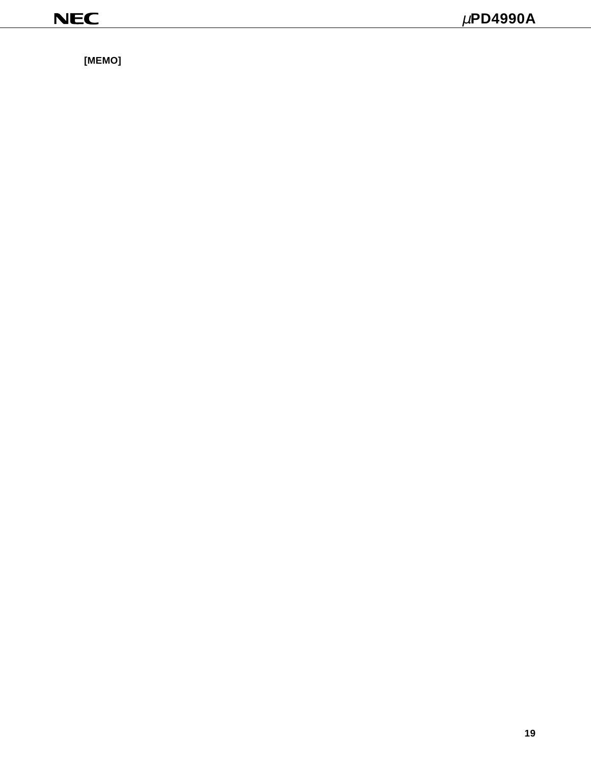[MEMO]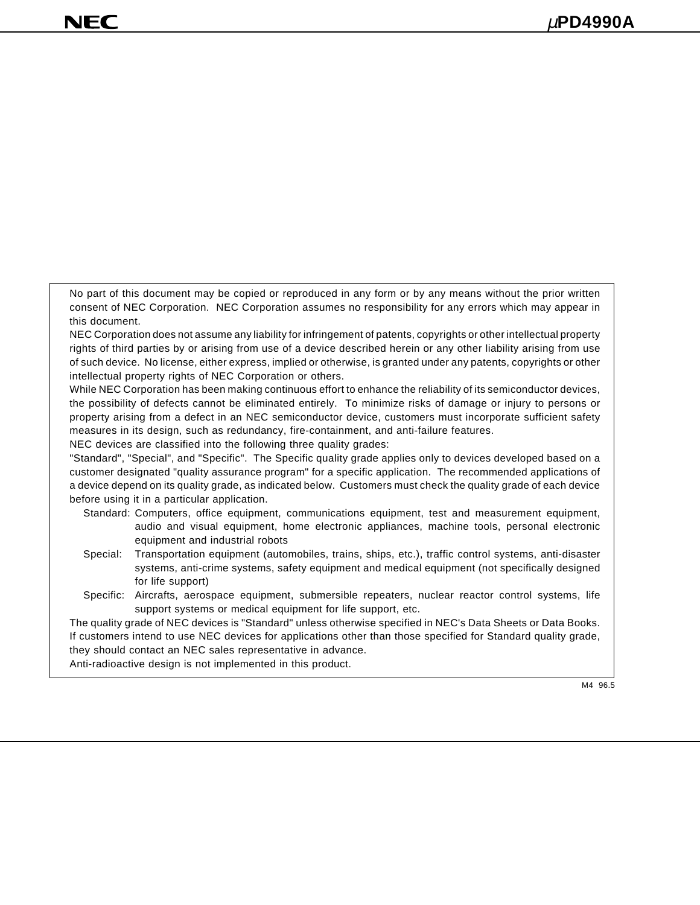No part of this document may be copied or reproduced in any form or by any means without the prior written consent of NEC Corporation. NEC Corporation assumes no responsibility for any errors which may appear in this document.

NEC Corporation does not assume any liability for infringement of patents, copyrights or other intellectual property rights of third parties by or arising from use of a device described herein or any other liability arising from use of such device. No license, either express, implied or otherwise, is granted under any patents, copyrights or other intellectual property rights of NEC Corporation or others.

While NEC Corporation has been making continuous effort to enhance the reliability of its semiconductor devices, the possibility of defects cannot be eliminated entirely. To minimize risks of damage or injury to persons or property arising from a defect in an NEC semiconductor device, customers must incorporate sufficient safety measures in its design, such as redundancy, fire-containment, and anti-failure features.

NEC devices are classified into the following three quality grades:

"Standard", "Special", and "Specific". The Specific quality grade applies only to devices developed based on a customer designated "quality assurance program" for a specific application. The recommended applications of a device depend on its quality grade, as indicated below. Customers must check the quality grade of each device before using it in a particular application.

- Standard: Computers, office equipment, communications equipment, test and measurement equipment, audio and visual equipment, home electronic appliances, machine tools, personal electronic equipment and industrial robots
- Special: Transportation equipment (automobiles, trains, ships, etc.), traffic control systems, anti-disaster systems, anti-crime systems, safety equipment and medical equipment (not specifically designed for life support)
- Specific: Aircrafts, aerospace equipment, submersible repeaters, nuclear reactor control systems, life support systems or medical equipment for life support, etc.

The quality grade of NEC devices is "Standard" unless otherwise specified in NEC's Data Sheets or Data Books. If customers intend to use NEC devices for applications other than those specified for Standard quality grade, they should contact an NEC sales representative in advance.

Anti-radioactive design is not implemented in this product.

M4 96.5